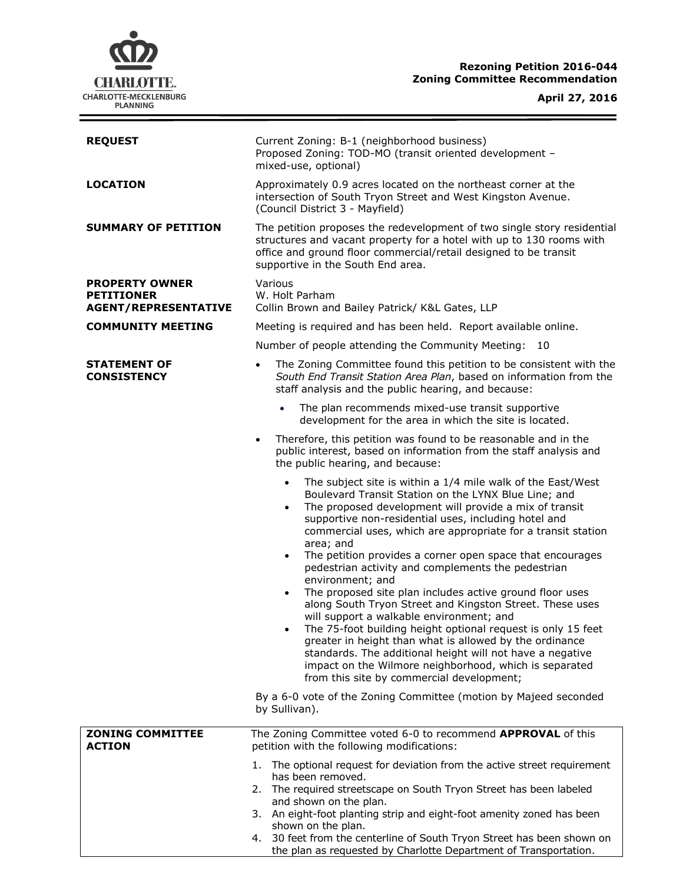CHARLOTTE.
CHARLOTTE-MECKLENBURG
PLANNING

**Rezoning Petition 2016-044**
**Zoning Committee Recommendation**

**April 27, 2016**

---

**REQUEST**

Current Zoning: B-1 (neighborhood business)
Proposed Zoning: TOD-MO (transit oriented development – mixed-use, optional)

**LOCATION**

Approximately 0.9 acres located on the northeast corner at the intersection of South Tryon Street and West Kingston Avenue. (Council District 3 - Mayfield)

**SUMMARY OF PETITION**

The petition proposes the redevelopment of two single story residential structures and vacant property for a hotel with up to 130 rooms with office and ground floor commercial/retail designed to be transit supportive in the South End area.

**PROPERTY OWNER**
**PETITIONER**
**AGENT/REPRESENTATIVE**

Various
W. Holt Parham
Collin Brown and Bailey Patrick/ K&L Gates, LLP

**COMMUNITY MEETING**

Meeting is required and has been held. Report available online.

Number of people attending the Community Meeting: 10

**STATEMENT OF CONSISTENCY**

- The Zoning Committee found this petition to be consistent with the *South End Transit Station Area Plan*, based on information from the staff analysis and the public hearing, and because:
  - The plan recommends mixed-use transit supportive development for the area in which the site is located.
- Therefore, this petition was found to be reasonable and in the public interest, based on information from the staff analysis and the public hearing, and because:
  - The subject site is within a 1/4 mile walk of the East/West Boulevard Transit Station on the LYNX Blue Line; and
  - The proposed development will provide a mix of transit supportive non-residential uses, including hotel and commercial uses, which are appropriate for a transit station area; and
  - The petition provides a corner open space that encourages pedestrian activity and complements the pedestrian environment; and
  - The proposed site plan includes active ground floor uses along South Tryon Street and Kingston Street. These uses will support a walkable environment; and
  - The 75-foot building height optional request is only 15 feet greater in height than what is allowed by the ordinance standards. The additional height will not have a negative impact on the Wilmore neighborhood, which is separated from this site by commercial development;

By a 6-0 vote of the Zoning Committee (motion by Majeed seconded by Sullivan).

**ZONING COMMITTEE ACTION**

The Zoning Committee voted 6-0 to recommend **APPROVAL** of this petition with the following modifications:

1. The optional request for deviation from the active street requirement has been removed.
2. The required streetscape on South Tryon Street has been labeled and shown on the plan.
3. An eight-foot planting strip and eight-foot amenity zoned has been shown on the plan.
4. 30 feet from the centerline of South Tryon Street has been shown on the plan as requested by Charlotte Department of Transportation.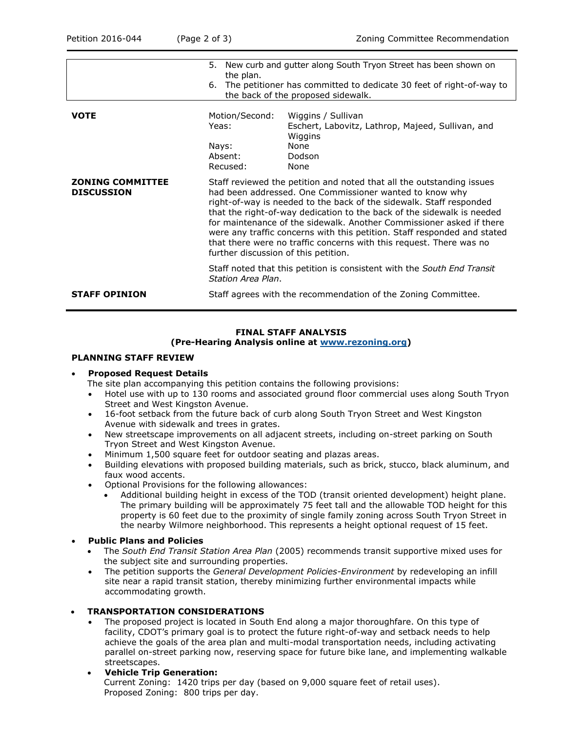| | |
|---|---|
| | 5. New curb and gutter along South Tryon Street has been shown on the plan. <br> 6. The petitioner has committed to dedicate 30 feet of right-of-way to the back of the proposed sidewalk. |

| | | |
|---|---|---|
| **VOTE** | Motion/Second: | Wiggins / Sullivan |
| | Yeas: | Eschert, Labovitz, Lathrop, Majeed, Sullivan, and Wiggins |
| | Nays: | None |
| | Absent: | Dodson |
| | Recused: | None |

**ZONING COMMITTEE DISCUSSION**

Staff reviewed the petition and noted that all the outstanding issues had been addressed. One Commissioner wanted to know why right-of-way is needed to the back of the sidewalk. Staff responded that the right-of-way dedication to the back of the sidewalk is needed for maintenance of the sidewalk. Another Commissioner asked if there were any traffic concerns with this petition. Staff responded and stated that there were no traffic concerns with this request. There was no further discussion of this petition.

Staff noted that this petition is consistent with the *South End Transit Station Area Plan*.

**STAFF OPINION**

Staff agrees with the recommendation of the Zoning Committee.

**FINAL STAFF ANALYSIS**
**(Pre-Hearing Analysis online at [www.rezoning.org](www.rezoning.org))**

**PLANNING STAFF REVIEW**

- **Proposed Request Details**
  The site plan accompanying this petition contains the following provisions:
  - Hotel use with up to 130 rooms and associated ground floor commercial uses along South Tryon Street and West Kingston Avenue.
  - 16-foot setback from the future back of curb along South Tryon Street and West Kingston Avenue with sidewalk and trees in grates.
  - New streetscape improvements on all adjacent streets, including on-street parking on South Tryon Street and West Kingston Avenue.
  - Minimum 1,500 square feet for outdoor seating and plazas areas.
  - Building elevations with proposed building materials, such as brick, stucco, black aluminum, and faux wood accents.
  - Optional Provisions for the following allowances:
    - Additional building height in excess of the TOD (transit oriented development) height plane. The primary building will be approximately 75 feet tall and the allowable TOD height for this property is 60 feet due to the proximity of single family zoning across South Tryon Street in the nearby Wilmore neighborhood. This represents a height optional request of 15 feet.

- **Public Plans and Policies**
  - The *South End Transit Station Area Plan* (2005) recommends transit supportive mixed uses for the subject site and surrounding properties.
  - The petition supports the *General Development Policies-Environment* by redeveloping an infill site near a rapid transit station, thereby minimizing further environmental impacts while accommodating growth.

- **TRANSPORTATION CONSIDERATIONS**
  - The proposed project is located in South End along a major thoroughfare. On this type of facility, CDOT's primary goal is to protect the future right-of-way and setback needs to help achieve the goals of the area plan and multi-modal transportation needs, including activating parallel on-street parking now, reserving space for future bike lane, and implementing walkable streetscapes.
  - **Vehicle Trip Generation:**
    Current Zoning: 1420 trips per day (based on 9,000 square feet of retail uses).
    Proposed Zoning: 800 trips per day.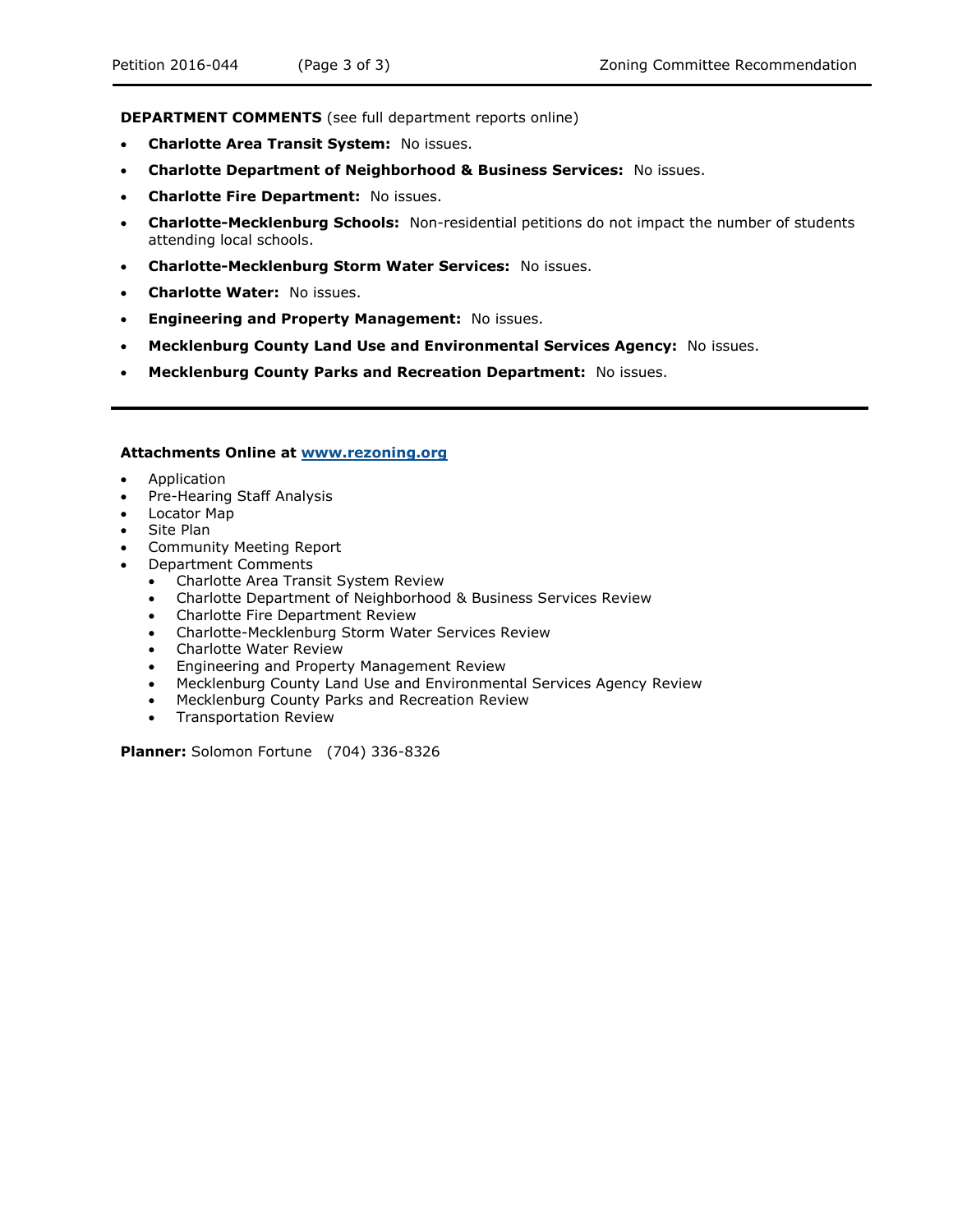**DEPARTMENT COMMENTS** (see full department reports online)

- **Charlotte Area Transit System:** No issues.
- **Charlotte Department of Neighborhood & Business Services:** No issues.
- **Charlotte Fire Department:** No issues.
- **Charlotte-Mecklenburg Schools:** Non-residential petitions do not impact the number of students attending local schools.
- **Charlotte-Mecklenburg Storm Water Services:** No issues.
- **Charlotte Water:** No issues.
- **Engineering and Property Management:** No issues.
- **Mecklenburg County Land Use and Environmental Services Agency:** No issues.
- **Mecklenburg County Parks and Recreation Department:** No issues.

---

**Attachments Online at [www.rezoning.org](www.rezoning.org)**

- Application
- Pre-Hearing Staff Analysis
- Locator Map
- Site Plan
- Community Meeting Report
- Department Comments
  - Charlotte Area Transit System Review
  - Charlotte Department of Neighborhood & Business Services Review
  - Charlotte Fire Department Review
  - Charlotte-Mecklenburg Storm Water Services Review
  - Charlotte Water Review
  - Engineering and Property Management Review
  - Mecklenburg County Land Use and Environmental Services Agency Review
  - Mecklenburg County Parks and Recreation Review
  - Transportation Review

**Planner:** Solomon Fortune (704) 336-8326